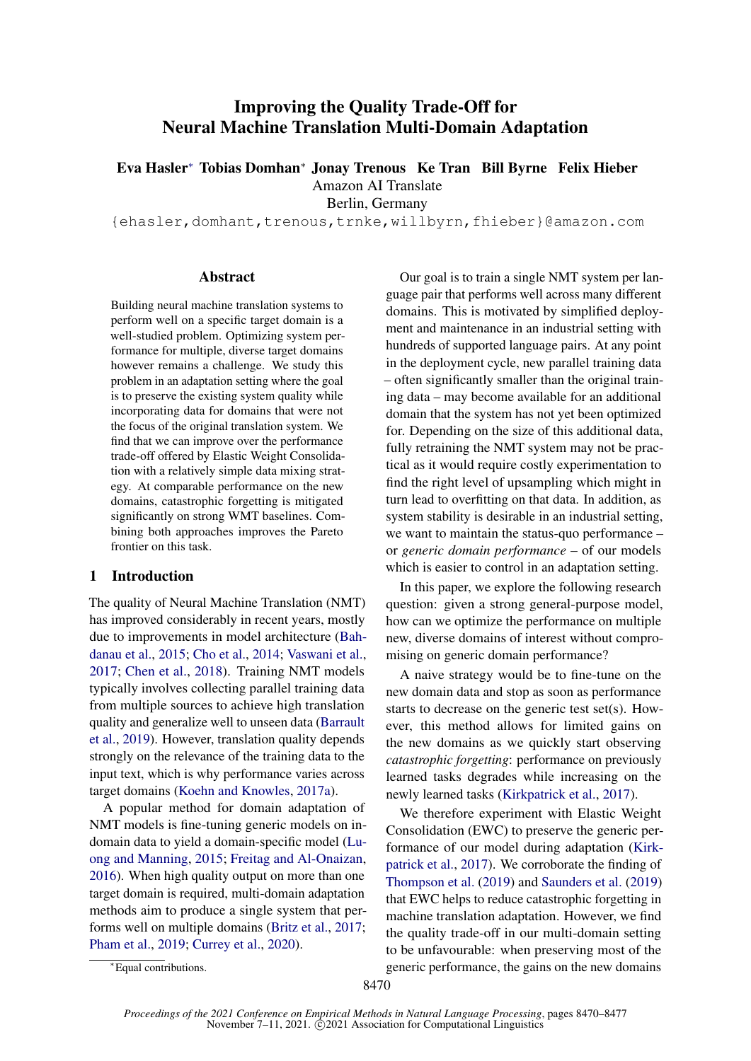# Improving the Quality Trade-Off for Neural Machine Translation Multi-Domain Adaptation

**Eva Hasler[*] Tobias Domhan[*] Jonay Trenous Ke Tran Bill Byrne Felix Hieber**

Amazon AI Translate

Berlin, Germany

{ehasler,domhant,trenous,trnke,willbyrn,fhieber}@amazon.com

## Abstract

Building neural machine translation systems to perform well on a specific target domain is a well-studied problem. Optimizing system performance for multiple, diverse target domains however remains a challenge. We study this problem in an adaptation setting where the goal is to preserve the existing system quality while incorporating data for domains that were not the focus of the original translation system. We find that we can improve over the performance trade-off offered by Elastic Weight Consolidation with a relatively simple data mixing strategy. At comparable performance on the new domains, catastrophic forgetting is mitigated significantly on strong WMT baselines. Combining both approaches improves the Pareto frontier on this task.

## 1 Introduction

The quality of Neural Machine Translation (NMT) has improved considerably in recent years, mostly due to improvements in model architecture (Bahdanau et al., 2015; Cho et al., 2014; Vaswani et al., 2017; Chen et al., 2018). Training NMT models typically involves collecting parallel training data from multiple sources to achieve high translation quality and generalize well to unseen data (Barrault et al., 2019). However, translation quality depends strongly on the relevance of the training data to the input text, which is why performance varies across target domains (Koehn and Knowles, 2017a).

A popular method for domain adaptation of NMT models is fine-tuning generic models on in-domain data to yield a domain-specific model (Luong and Manning, 2015; Freitag and Al-Onaizan, 2016). When high quality output on more than one target domain is required, multi-domain adaptation methods aim to produce a single system that performs well on multiple domains (Britz et al., 2017; Pham et al., 2019; Currey et al., 2020).

Our goal is to train a single NMT system per language pair that performs well across many different domains. This is motivated by simplified deployment and maintenance in an industrial setting with hundreds of supported language pairs. At any point in the deployment cycle, new parallel training data – often significantly smaller than the original training data – may become available for an additional domain that the system has not yet been optimized for. Depending on the size of this additional data, fully retraining the NMT system may not be practical as it would require costly experimentation to find the right level of upsampling which might in turn lead to overfitting on that data. In addition, as system stability is desirable in an industrial setting, we want to maintain the status-quo performance – or *generic domain performance* – of our models which is easier to control in an adaptation setting.

In this paper, we explore the following research question: given a strong general-purpose model, how can we optimize the performance on multiple new, diverse domains of interest without compromising on generic domain performance?

A naive strategy would be to fine-tune on the new domain data and stop as soon as performance starts to decrease on the generic test set(s). However, this method allows for limited gains on the new domains as we quickly start observing *catastrophic forgetting*: performance on previously learned tasks degrades while increasing on the newly learned tasks (Kirkpatrick et al., 2017).

We therefore experiment with Elastic Weight Consolidation (EWC) to preserve the generic performance of our model during adaptation (Kirkpatrick et al., 2017). We corroborate the finding of Thompson et al. (2019) and Saunders et al. (2019) that EWC helps to reduce catastrophic forgetting in machine translation adaptation. However, we find the quality trade-off in our multi-domain setting to be unfavourable: when preserving most of the generic performance, the gains on the new domains

[*] Equal contributions.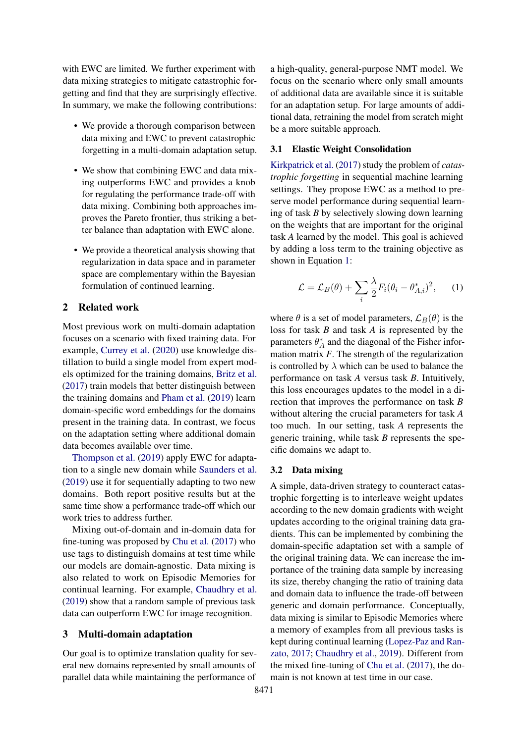with EWC are limited. We further experiment with data mixing strategies to mitigate catastrophic forgetting and find that they are surprisingly effective. In summary, we make the following contributions:

- We provide a thorough comparison between data mixing and EWC to prevent catastrophic forgetting in a multi-domain adaptation setup.
- We show that combining EWC and data mixing outperforms EWC and provides a knob for regulating the performance trade-off with data mixing. Combining both approaches improves the Pareto frontier, thus striking a better balance than adaptation with EWC alone.
- We provide a theoretical analysis showing that regularization in data space and in parameter space are complementary within the Bayesian formulation of continued learning.

## 2 Related work

Most previous work on multi-domain adaptation focuses on a scenario with fixed training data. For example, Currey et al. (2020) use knowledge distillation to build a single model from expert models optimized for the training domains, Britz et al. (2017) train models that better distinguish between the training domains and Pham et al. (2019) learn domain-specific word embeddings for the domains present in the training data. In contrast, we focus on the adaptation setting where additional domain data becomes available over time.

Thompson et al. (2019) apply EWC for adaptation to a single new domain while Saunders et al. (2019) use it for sequentially adapting to two new domains. Both report positive results but at the same time show a performance trade-off which our work tries to address further.

Mixing out-of-domain and in-domain data for fine-tuning was proposed by Chu et al. (2017) who use tags to distinguish domains at test time while our models are domain-agnostic. Data mixing is also related to work on Episodic Memories for continual learning. For example, Chaudhry et al. (2019) show that a random sample of previous task data can outperform EWC for image recognition.

## 3 Multi-domain adaptation

Our goal is to optimize translation quality for several new domains represented by small amounts of parallel data while maintaining the performance of a high-quality, general-purpose NMT model. We focus on the scenario where only small amounts of additional data are available since it is suitable for an adaptation setup. For large amounts of additional data, retraining the model from scratch might be a more suitable approach.

### 3.1 Elastic Weight Consolidation

Kirkpatrick et al. (2017) study the problem of *catastrophic forgetting* in sequential machine learning settings. They propose EWC as a method to preserve model performance during sequential learning of task $B$ by selectively slowing down learning on the weights that are important for the original task $A$ learned by the model. This goal is achieved by adding a loss term to the training objective as shown in Equation 1:

$$\mathcal{L} = \mathcal{L}_B(\theta) + \sum_i \frac{\lambda}{2} F_i(\theta_i - \theta^*_{A,i})^2, \quad (1)$$

where $\theta$ is a set of model parameters, $\mathcal{L}_B(\theta)$ is the loss for task $B$ and task $A$ is represented by the parameters $\theta^*_A$ and the diagonal of the Fisher information matrix $F$. The strength of the regularization is controlled by $\lambda$ which can be used to balance the performance on task $A$ versus task $B$. Intuitively, this loss encourages updates to the model in a direction that improves the performance on task $B$ without altering the crucial parameters for task $A$ too much. In our setting, task $A$ represents the generic training, while task $B$ represents the specific domains we adapt to.

### 3.2 Data mixing

A simple, data-driven strategy to counteract catastrophic forgetting is to interleave weight updates according to the new domain gradients with weight updates according to the original training data gradients. This can be implemented by combining the domain-specific adaptation set with a sample of the original training data. We can increase the importance of the training data sample by increasing its size, thereby changing the ratio of training data and domain data to influence the trade-off between generic and domain performance. Conceptually, data mixing is similar to Episodic Memories where a memory of examples from all previous tasks is kept during continual learning (Lopez-Paz and Ranzato, 2017; Chaudhry et al., 2019). Different from the mixed fine-tuning of Chu et al. (2017), the domain is not known at test time in our case.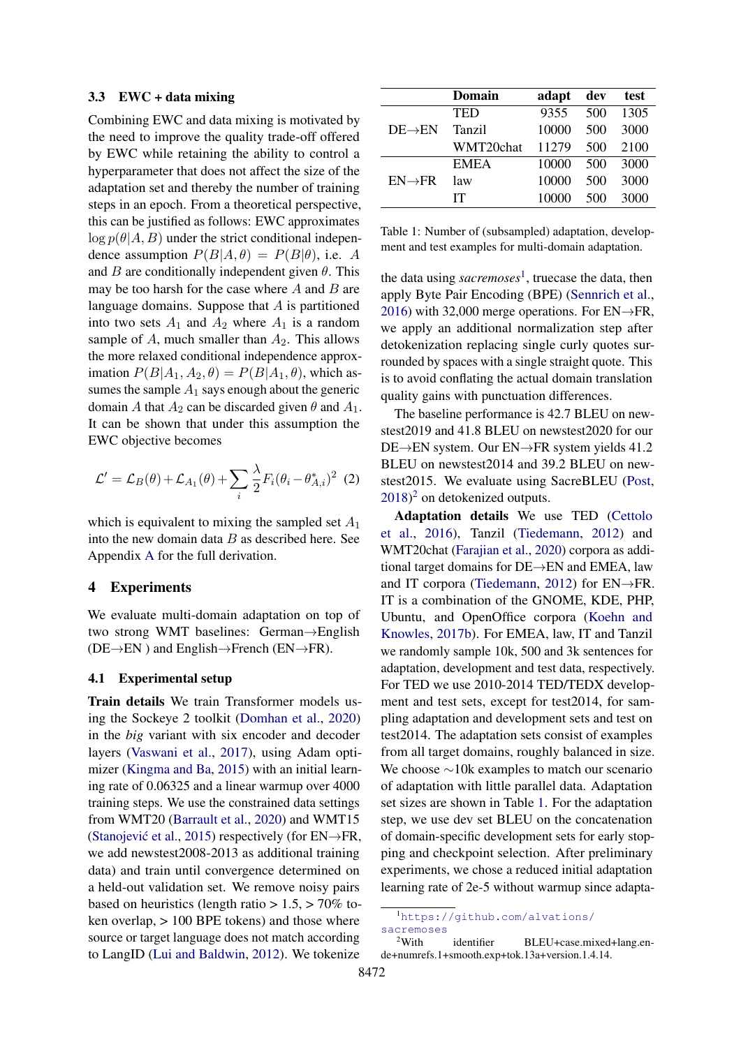### 3.3 EWC + data mixing

Combining EWC and data mixing is motivated by the need to improve the quality trade-off offered by EWC while retaining the ability to control a hyperparameter that does not affect the size of the adaptation set and thereby the number of training steps in an epoch. From a theoretical perspective, this can be justified as follows: EWC approximates $\log p(\theta|A, B)$ under the strict conditional independence assumption $P(B|A, \theta) = P(B|\theta)$, i.e. $A$ and $B$ are conditionally independent given $\theta$. This may be too harsh for the case where $A$ and $B$ are language domains. Suppose that $A$ is partitioned into two sets $A_1$ and $A_2$ where $A_1$ is a random sample of $A$, much smaller than $A_2$. This allows the more relaxed conditional independence approximation $P(B|A_1, A_2, \theta) = P(B|A_1, \theta)$, which assumes the sample $A_1$ says enough about the generic domain $A$ that $A_2$ can be discarded given $\theta$ and $A_1$. It can be shown that under this assumption the EWC objective becomes

$$\mathcal{L}' = \mathcal{L}_B(\theta) + \mathcal{L}_{A_1}(\theta) + \sum_i \frac{\lambda}{2} F_i(\theta_i - \theta^*_{A,i})^2 \quad (2)$$

which is equivalent to mixing the sampled set $A_1$ into the new domain data $B$ as described here. See Appendix A for the full derivation.

## 4 Experiments

We evaluate multi-domain adaptation on top of two strong WMT baselines: German→English (DE→EN ) and English→French (EN→FR).

### 4.1 Experimental setup

**Train details** We train Transformer models using the Sockeye 2 toolkit (Domhan et al., 2020) in the *big* variant with six encoder and decoder layers (Vaswani et al., 2017), using Adam optimizer (Kingma and Ba, 2015) with an initial learning rate of 0.06325 and a linear warmup over 4000 training steps. We use the constrained data settings from WMT20 (Barrault et al., 2020) and WMT15 (Stanojević et al., 2015) respectively (for EN→FR, we add newstest2008-2013 as additional training data) and train until convergence determined on a held-out validation set. We remove noisy pairs based on heuristics (length ratio > 1.5, > 70% token overlap, > 100 BPE tokens) and those where source or target language does not match according to LangID (Lui and Baldwin, 2012). We tokenize the data using *sacremoses*[1], truecase the data, then apply Byte Pair Encoding (BPE) (Sennrich et al., 2016) with 32,000 merge operations. For EN→FR, we apply an additional normalization step after detokenization replacing single curly quotes surrounded by spaces with a single straight quote. This is to avoid conflating the actual domain translation quality gains with punctuation differences.

| | Domain | adapt | dev | test |
|---|---|---|---|---|
| DE→EN | TED | 9355 | 500 | 1305 |
| | Tanzil | 10000 | 500 | 3000 |
| | WMT20chat | 11279 | 500 | 2100 |
| EN→FR | EMEA | 10000 | 500 | 3000 |
| | law | 10000 | 500 | 3000 |
| | IT | 10000 | 500 | 3000 |

Table 1: Number of (subsampled) adaptation, development and test examples for multi-domain adaptation.

The baseline performance is 42.7 BLEU on newstest2019 and 41.8 BLEU on newstest2020 for our DE→EN system. Our EN→FR system yields 41.2 BLEU on newstest2014 and 39.2 BLEU on newstest2015. We evaluate using SacreBLEU (Post, 2018)[2] on detokenized outputs.

**Adaptation details** We use TED (Cettolo et al., 2016), Tanzil (Tiedemann, 2012) and WMT20chat (Farajian et al., 2020) corpora as additional target domains for DE→EN and EMEA, law and IT corpora (Tiedemann, 2012) for EN→FR. IT is a combination of the GNOME, KDE, PHP, Ubuntu, and OpenOffice corpora (Koehn and Knowles, 2017b). For EMEA, law, IT and Tanzil we randomly sample 10k, 500 and 3k sentences for adaptation, development and test data, respectively. For TED we use 2010-2014 TED/TEDX development and test sets, except for test2014, for sampling adaptation and development sets and test on test2014. The adaptation sets consist of examples from all target domains, roughly balanced in size. We choose ∼10k examples to match our scenario of adaptation with little parallel data. Adaptation set sizes are shown in Table 1. For the adaptation step, we use dev set BLEU on the concatenation of domain-specific development sets for early stopping and checkpoint selection. After preliminary experiments, we chose a reduced initial adaptation learning rate of 2e-5 without warmup since adapta-

[1] https://github.com/alvations/sacremoses

[2] With identifier BLEU+case.mixed+lang.en-de+numrefs.1+smooth.exp+tok.13a+version.1.4.14.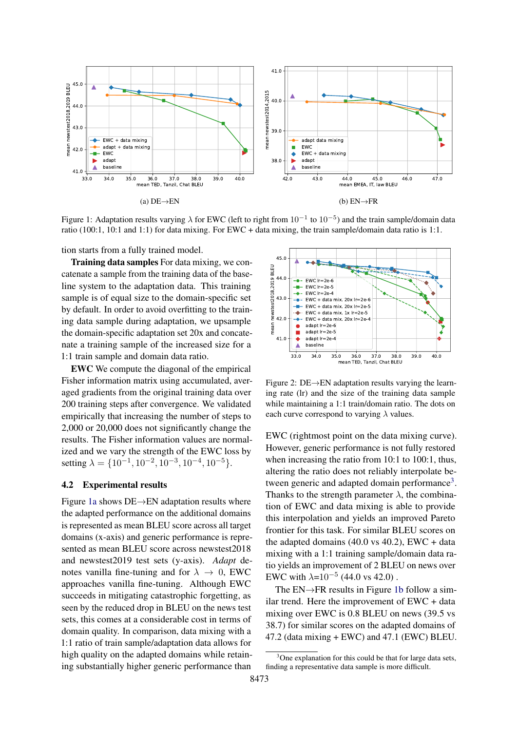(a) DE→EN

(b) EN→FR

Figure 1: Adaptation results varying $\lambda$ for EWC (left to right from $10^{-1}$ to $10^{-5}$) and the train sample/domain data ratio (100:1, 10:1 and 1:1) for data mixing. For EWC + data mixing, the train sample/domain data ratio is 1:1.

tion starts from a fully trained model.

**Training data samples** For data mixing, we concatenate a sample from the training data of the baseline system to the adaptation data. This training sample is of equal size to the domain-specific set by default. In order to avoid overfitting to the training data sample during adaptation, we upsample the domain-specific adaptation set 20x and concatenate a training sample of the increased size for a 1:1 train sample and domain data ratio.

**EWC** We compute the diagonal of the empirical Fisher information matrix using accumulated, averaged gradients from the original training data over 200 training steps after convergence. We validated empirically that increasing the number of steps to 2,000 or 20,000 does not significantly change the results. The Fisher information values are normalized and we vary the strength of the EWC loss by setting $\lambda = \{10^{-1}, 10^{-2}, 10^{-3}, 10^{-4}, 10^{-5}\}$.

## 4.2 Experimental results

Figure 1a shows DE→EN adaptation results where the adapted performance on the additional domains is represented as mean BLEU score across all target domains (x-axis) and generic performance is represented as mean BLEU score across newstest2018 and newstest2019 test sets (y-axis). *Adapt* denotes vanilla fine-tuning and for $\lambda \rightarrow 0$, EWC approaches vanilla fine-tuning. Although EWC succeeds in mitigating catastrophic forgetting, as seen by the reduced drop in BLEU on the news test sets, this comes at a considerable cost in terms of domain quality. In comparison, data mixing with a 1:1 ratio of train sample/adaptation data allows for high quality on the adapted domains while retaining substantially higher generic performance than EWC (rightmost point on the data mixing curve). However, generic performance is not fully restored when increasing the ratio from 10:1 to 100:1, thus, altering the ratio does not reliably interpolate between generic and adapted domain performance[3]. Thanks to the strength parameter $\lambda$, the combination of EWC and data mixing is able to provide this interpolation and yields an improved Pareto frontier for this task. For similar BLEU scores on the adapted domains (40.0 vs 40.2), EWC + data mixing with a 1:1 training sample/domain data ratio yields an improvement of 2 BLEU on news over EWC with $\lambda$=$10^{-5}$ (44.0 vs 42.0) .

Figure 2: DE→EN adaptation results varying the learning rate (lr) and the size of the training data sample while maintaining a 1:1 train/domain ratio. The dots on each curve correspond to varying $\lambda$ values.

The EN→FR results in Figure 1b follow a similar trend. Here the improvement of EWC + data mixing over EWC is 0.8 BLEU on news (39.5 vs 38.7) for similar scores on the adapted domains of 47.2 (data mixing + EWC) and 47.1 (EWC) BLEU.

[3]One explanation for this could be that for large data sets, finding a representative data sample is more difficult.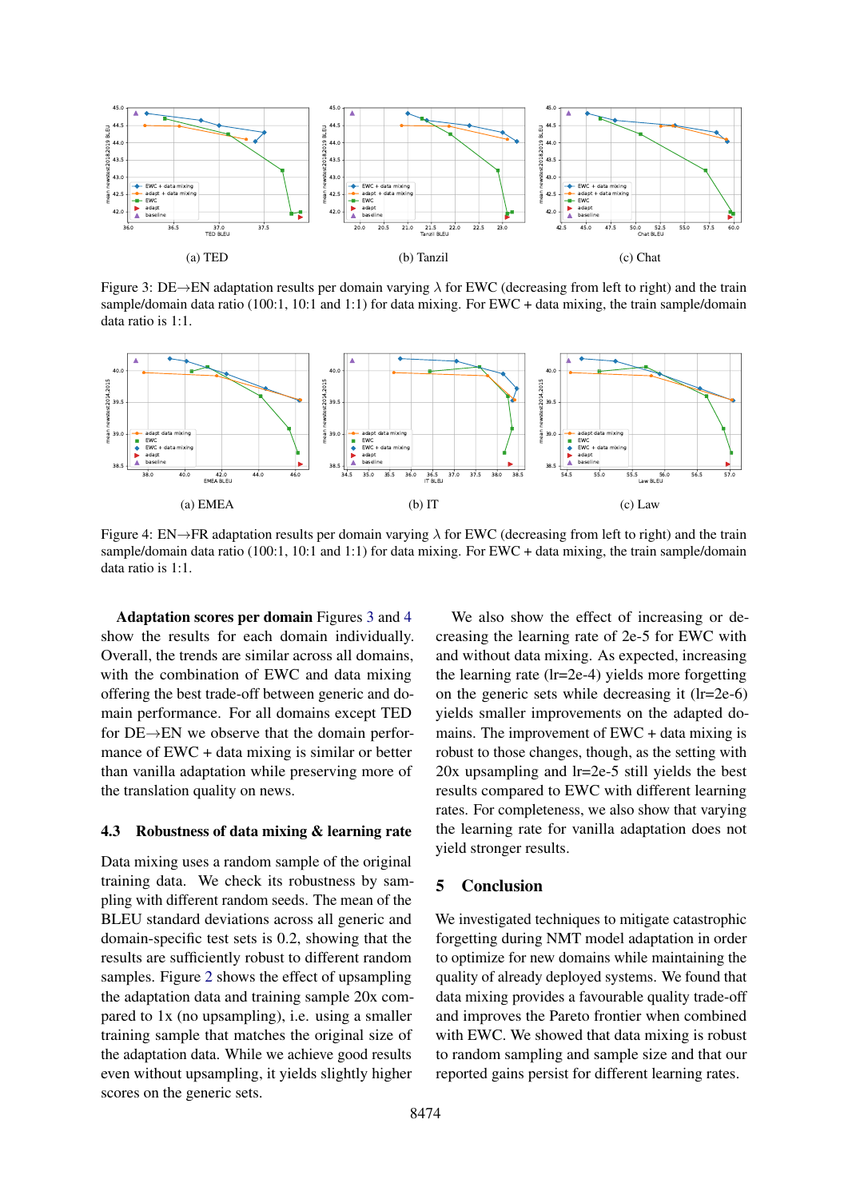(a) TED

(b) Tanzil

(c) Chat

Figure 3: DE→EN adaptation results per domain varying $\lambda$ for EWC (decreasing from left to right) and the train sample/domain data ratio (100:1, 10:1 and 1:1) for data mixing. For EWC + data mixing, the train sample/domain data ratio is 1:1.

(a) EMEA

(b) IT

(c) Law

Figure 4: EN→FR adaptation results per domain varying $\lambda$ for EWC (decreasing from left to right) and the train sample/domain data ratio (100:1, 10:1 and 1:1) for data mixing. For EWC + data mixing, the train sample/domain data ratio is 1:1.

**Adaptation scores per domain** Figures 3 and 4 show the results for each domain individually. Overall, the trends are similar across all domains, with the combination of EWC and data mixing offering the best trade-off between generic and domain performance. For all domains except TED for DE→EN we observe that the domain performance of EWC + data mixing is similar or better than vanilla adaptation while preserving more of the translation quality on news.

### 4.3 Robustness of data mixing & learning rate

Data mixing uses a random sample of the original training data. We check its robustness by sampling with different random seeds. The mean of the BLEU standard deviations across all generic and domain-specific test sets is 0.2, showing that the results are sufficiently robust to different random samples. Figure 2 shows the effect of upsampling the adaptation data and training sample 20x compared to 1x (no upsampling), i.e. using a smaller training sample that matches the original size of the adaptation data. While we achieve good results even without upsampling, it yields slightly higher scores on the generic sets.

We also show the effect of increasing or decreasing the learning rate of 2e-5 for EWC with and without data mixing. As expected, increasing the learning rate (lr=2e-4) yields more forgetting on the generic sets while decreasing it (lr=2e-6) yields smaller improvements on the adapted domains. The improvement of EWC + data mixing is robust to those changes, though, as the setting with 20x upsampling and lr=2e-5 still yields the best results compared to EWC with different learning rates. For completeness, we also show that varying the learning rate for vanilla adaptation does not yield stronger results.

## 5 Conclusion

We investigated techniques to mitigate catastrophic forgetting during NMT model adaptation in order to optimize for new domains while maintaining the quality of already deployed systems. We found that data mixing provides a favourable quality trade-off and improves the Pareto frontier when combined with EWC. We showed that data mixing is robust to random sampling and sample size and that our reported gains persist for different learning rates.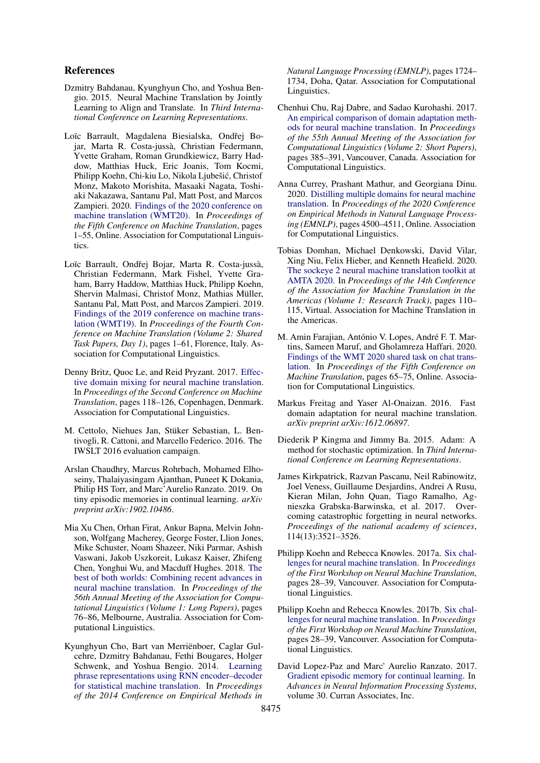## References

Dzmitry Bahdanau, Kyunghyun Cho, and Yoshua Bengio. 2015. Neural Machine Translation by Jointly Learning to Align and Translate. In *Third International Conference on Learning Representations*.

Loïc Barrault, Magdalena Biesialska, Ondřej Bojar, Marta R. Costa-jussà, Christian Federmann, Yvette Graham, Roman Grundkiewicz, Barry Haddow, Matthias Huck, Eric Joanis, Tom Kocmi, Philipp Koehn, Chi-kiu Lo, Nikola Ljubešić, Christof Monz, Makoto Morishita, Masaaki Nagata, Toshiaki Nakazawa, Santanu Pal, Matt Post, and Marcos Zampieri. 2020. Findings of the 2020 conference on machine translation (WMT20). In *Proceedings of the Fifth Conference on Machine Translation*, pages 1–55, Online. Association for Computational Linguistics.

Loïc Barrault, Ondřej Bojar, Marta R. Costa-jussà, Christian Federmann, Mark Fishel, Yvette Graham, Barry Haddow, Matthias Huck, Philipp Koehn, Shervin Malmasi, Christof Monz, Mathias Müller, Santanu Pal, Matt Post, and Marcos Zampieri. 2019. Findings of the 2019 conference on machine translation (WMT19). In *Proceedings of the Fourth Conference on Machine Translation (Volume 2: Shared Task Papers, Day 1)*, pages 1–61, Florence, Italy. Association for Computational Linguistics.

Denny Britz, Quoc Le, and Reid Pryzant. 2017. Effective domain mixing for neural machine translation. In *Proceedings of the Second Conference on Machine Translation*, pages 118–126, Copenhagen, Denmark. Association for Computational Linguistics.

M. Cettolo, Niehues Jan, Stüker Sebastian, L. Bentivogli, R. Cattoni, and Marcello Federico. 2016. The IWSLT 2016 evaluation campaign.

Arslan Chaudhry, Marcus Rohrbach, Mohamed Elhoseiny, Thalaiyasingam Ajanthan, Puneet K Dokania, Philip HS Torr, and Marc'Aurelio Ranzato. 2019. On tiny episodic memories in continual learning. *arXiv preprint arXiv:1902.10486*.

Mia Xu Chen, Orhan Firat, Ankur Bapna, Melvin Johnson, Wolfgang Macherey, George Foster, Llion Jones, Mike Schuster, Noam Shazeer, Niki Parmar, Ashish Vaswani, Jakob Uszkoreit, Lukasz Kaiser, Zhifeng Chen, Yonghui Wu, and Macduff Hughes. 2018. The best of both worlds: Combining recent advances in neural machine translation. In *Proceedings of the 56th Annual Meeting of the Association for Computational Linguistics (Volume 1: Long Papers)*, pages 76–86, Melbourne, Australia. Association for Computational Linguistics.

Kyunghyun Cho, Bart van Merriënboer, Caglar Gulcehre, Dzmitry Bahdanau, Fethi Bougares, Holger Schwenk, and Yoshua Bengio. 2014. Learning phrase representations using RNN encoder–decoder for statistical machine translation. In *Proceedings of the 2014 Conference on Empirical Methods in Natural Language Processing (EMNLP)*, pages 1724–1734, Doha, Qatar. Association for Computational Linguistics.

Chenhui Chu, Raj Dabre, and Sadao Kurohashi. 2017. An empirical comparison of domain adaptation methods for neural machine translation. In *Proceedings of the 55th Annual Meeting of the Association for Computational Linguistics (Volume 2: Short Papers)*, pages 385–391, Vancouver, Canada. Association for Computational Linguistics.

Anna Currey, Prashant Mathur, and Georgiana Dinu. 2020. Distilling multiple domains for neural machine translation. In *Proceedings of the 2020 Conference on Empirical Methods in Natural Language Processing (EMNLP)*, pages 4500–4511, Online. Association for Computational Linguistics.

Tobias Domhan, Michael Denkowski, David Vilar, Xing Niu, Felix Hieber, and Kenneth Heafield. 2020. The sockeye 2 neural machine translation toolkit at AMTA 2020. In *Proceedings of the 14th Conference of the Association for Machine Translation in the Americas (Volume 1: Research Track)*, pages 110–115, Virtual. Association for Machine Translation in the Americas.

M. Amin Farajian, António V. Lopes, André F. T. Martins, Sameen Maruf, and Gholamreza Haffari. 2020. Findings of the WMT 2020 shared task on chat translation. In *Proceedings of the Fifth Conference on Machine Translation*, pages 65–75, Online. Association for Computational Linguistics.

Markus Freitag and Yaser Al-Onaizan. 2016. Fast domain adaptation for neural machine translation. *arXiv preprint arXiv:1612.06897*.

Diederik P Kingma and Jimmy Ba. 2015. Adam: A method for stochastic optimization. In *Third International Conference on Learning Representations*.

James Kirkpatrick, Razvan Pascanu, Neil Rabinowitz, Joel Veness, Guillaume Desjardins, Andrei A Rusu, Kieran Milan, John Quan, Tiago Ramalho, Agnieszka Grabska-Barwinska, et al. 2017. Overcoming catastrophic forgetting in neural networks. *Proceedings of the national academy of sciences*, 114(13):3521–3526.

Philipp Koehn and Rebecca Knowles. 2017a. Six challenges for neural machine translation. In *Proceedings of the First Workshop on Neural Machine Translation*, pages 28–39, Vancouver. Association for Computational Linguistics.

Philipp Koehn and Rebecca Knowles. 2017b. Six challenges for neural machine translation. In *Proceedings of the First Workshop on Neural Machine Translation*, pages 28–39, Vancouver. Association for Computational Linguistics.

David Lopez-Paz and Marc' Aurelio Ranzato. 2017. Gradient episodic memory for continual learning. In *Advances in Neural Information Processing Systems*, volume 30. Curran Associates, Inc.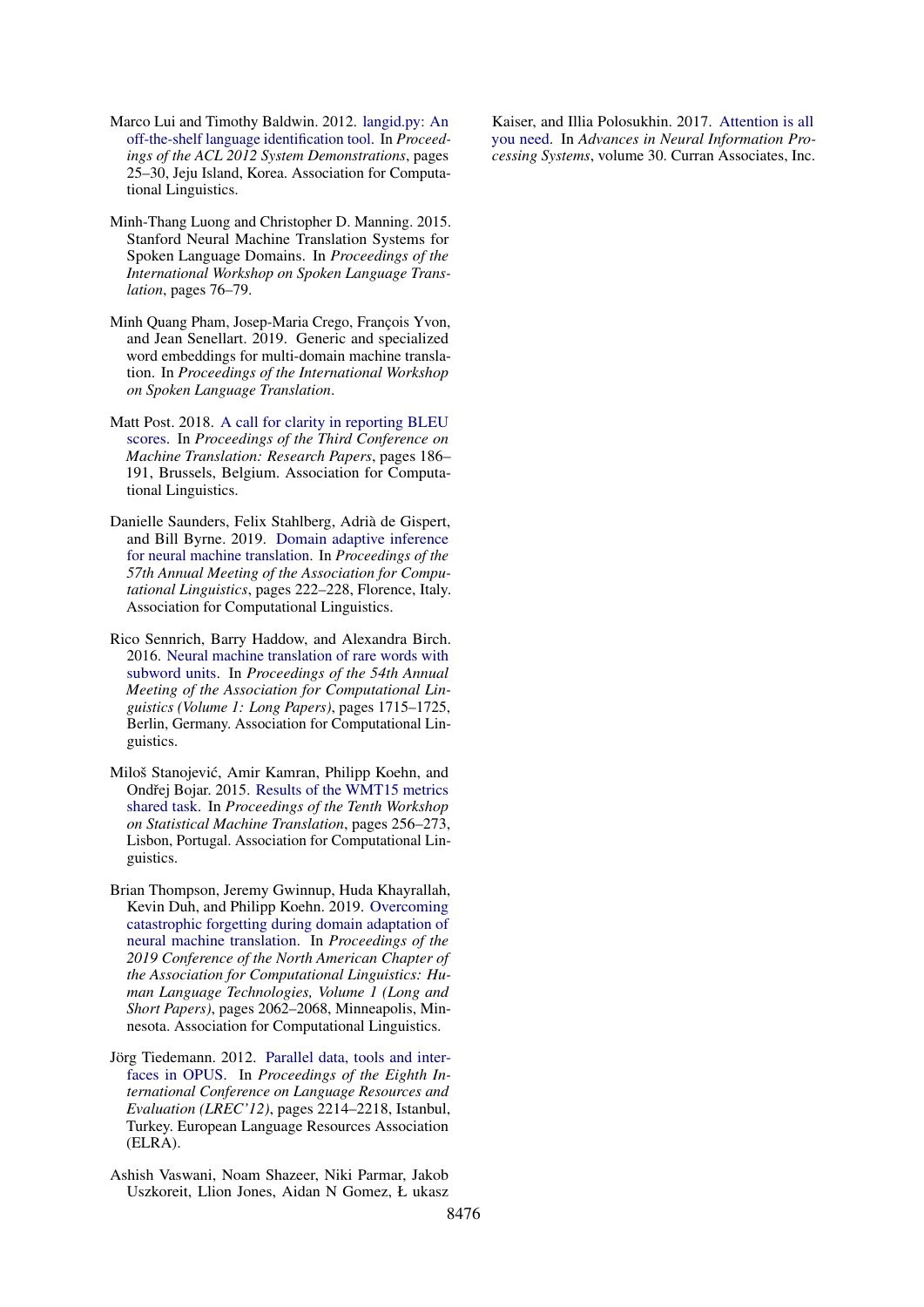Marco Lui and Timothy Baldwin. 2012. langid.py: An off-the-shelf language identification tool. In *Proceedings of the ACL 2012 System Demonstrations*, pages 25–30, Jeju Island, Korea. Association for Computational Linguistics.

Minh-Thang Luong and Christopher D. Manning. 2015. Stanford Neural Machine Translation Systems for Spoken Language Domains. In *Proceedings of the International Workshop on Spoken Language Translation*, pages 76–79.

Minh Quang Pham, Josep-Maria Crego, François Yvon, and Jean Senellart. 2019. Generic and specialized word embeddings for multi-domain machine translation. In *Proceedings of the International Workshop on Spoken Language Translation*.

Matt Post. 2018. A call for clarity in reporting BLEU scores. In *Proceedings of the Third Conference on Machine Translation: Research Papers*, pages 186–191, Brussels, Belgium. Association for Computational Linguistics.

Danielle Saunders, Felix Stahlberg, Adrià de Gispert, and Bill Byrne. 2019. Domain adaptive inference for neural machine translation. In *Proceedings of the 57th Annual Meeting of the Association for Computational Linguistics*, pages 222–228, Florence, Italy. Association for Computational Linguistics.

Rico Sennrich, Barry Haddow, and Alexandra Birch. 2016. Neural machine translation of rare words with subword units. In *Proceedings of the 54th Annual Meeting of the Association for Computational Linguistics (Volume 1: Long Papers)*, pages 1715–1725, Berlin, Germany. Association for Computational Linguistics.

Miloš Stanojević, Amir Kamran, Philipp Koehn, and Ondřej Bojar. 2015. Results of the WMT15 metrics shared task. In *Proceedings of the Tenth Workshop on Statistical Machine Translation*, pages 256–273, Lisbon, Portugal. Association for Computational Linguistics.

Brian Thompson, Jeremy Gwinnup, Huda Khayrallah, Kevin Duh, and Philipp Koehn. 2019. Overcoming catastrophic forgetting during domain adaptation of neural machine translation. In *Proceedings of the 2019 Conference of the North American Chapter of the Association for Computational Linguistics: Human Language Technologies, Volume 1 (Long and Short Papers)*, pages 2062–2068, Minneapolis, Minnesota. Association for Computational Linguistics.

Jörg Tiedemann. 2012. Parallel data, tools and interfaces in OPUS. In *Proceedings of the Eighth International Conference on Language Resources and Evaluation (LREC'12)*, pages 2214–2218, Istanbul, Turkey. European Language Resources Association (ELRA).

Ashish Vaswani, Noam Shazeer, Niki Parmar, Jakob Uszkoreit, Llion Jones, Aidan N Gomez, Ł ukasz Kaiser, and Illia Polosukhin. 2017. Attention is all you need. In *Advances in Neural Information Processing Systems*, volume 30. Curran Associates, Inc.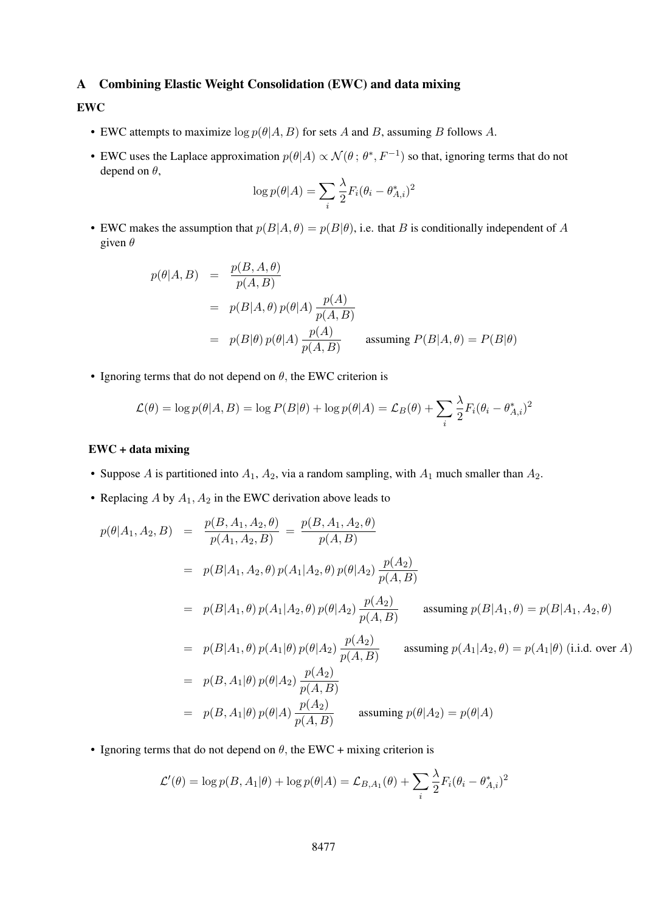# A Combining Elastic Weight Consolidation (EWC) and data mixing

**EWC**

- EWC attempts to maximize $\log p(\theta|A, B)$ for sets $A$ and $B$, assuming $B$ follows $A$.
- EWC uses the Laplace approximation $p(\theta|A) \propto \mathcal{N}(\theta\,;\,\theta^*, F^{-1})$ so that, ignoring terms that do not depend on $\theta$,

$$\log p(\theta|A) = \sum_i \frac{\lambda}{2} F_i (\theta_i - \theta^*_{A,i})^2$$

- EWC makes the assumption that $p(B|A, \theta) = p(B|\theta)$, i.e. that $B$ is conditionally independent of $A$ given $\theta$

$$\begin{aligned}
p(\theta|A, B) &= \frac{p(B, A, \theta)}{p(A, B)} \\
&= p(B|A, \theta)\, p(\theta|A)\, \frac{p(A)}{p(A, B)} \\
&= p(B|\theta)\, p(\theta|A)\, \frac{p(A)}{p(A, B)} \qquad \text{assuming } P(B|A, \theta) = P(B|\theta)
\end{aligned}$$

- Ignoring terms that do not depend on $\theta$, the EWC criterion is

$$\mathcal{L}(\theta) = \log p(\theta|A, B) = \log P(B|\theta) + \log p(\theta|A) = \mathcal{L}_B(\theta) + \sum_i \frac{\lambda}{2} F_i (\theta_i - \theta^*_{A,i})^2$$

**EWC + data mixing**

- Suppose $A$ is partitioned into $A_1$, $A_2$, via a random sampling, with $A_1$ much smaller than $A_2$.
- Replacing $A$ by $A_1, A_2$ in the EWC derivation above leads to

$$\begin{aligned}
p(\theta|A_1, A_2, B) &= \frac{p(B, A_1, A_2, \theta)}{p(A_1, A_2, B)} = \frac{p(B, A_1, A_2, \theta)}{p(A, B)} \\
&= p(B|A_1, A_2, \theta)\, p(A_1|A_2, \theta)\, p(\theta|A_2)\, \frac{p(A_2)}{p(A, B)} \\
&= p(B|A_1, \theta)\, p(A_1|A_2, \theta)\, p(\theta|A_2)\, \frac{p(A_2)}{p(A, B)} \qquad \text{assuming } p(B|A_1, \theta) = p(B|A_1, A_2, \theta) \\
&= p(B|A_1, \theta)\, p(A_1|\theta)\, p(\theta|A_2)\, \frac{p(A_2)}{p(A, B)} \qquad \text{assuming } p(A_1|A_2, \theta) = p(A_1|\theta) \text{ (i.i.d. over } A) \\
&= p(B, A_1|\theta)\, p(\theta|A_2)\, \frac{p(A_2)}{p(A, B)} \\
&= p(B, A_1|\theta)\, p(\theta|A)\, \frac{p(A_2)}{p(A, B)} \qquad \text{assuming } p(\theta|A_2) = p(\theta|A)
\end{aligned}$$

- Ignoring terms that do not depend on $\theta$, the EWC + mixing criterion is

$$\mathcal{L}'(\theta) = \log p(B, A_1|\theta) + \log p(\theta|A) = \mathcal{L}_{B,A_1}(\theta) + \sum_i \frac{\lambda}{2} F_i (\theta_i - \theta^*_{A,i})^2$$